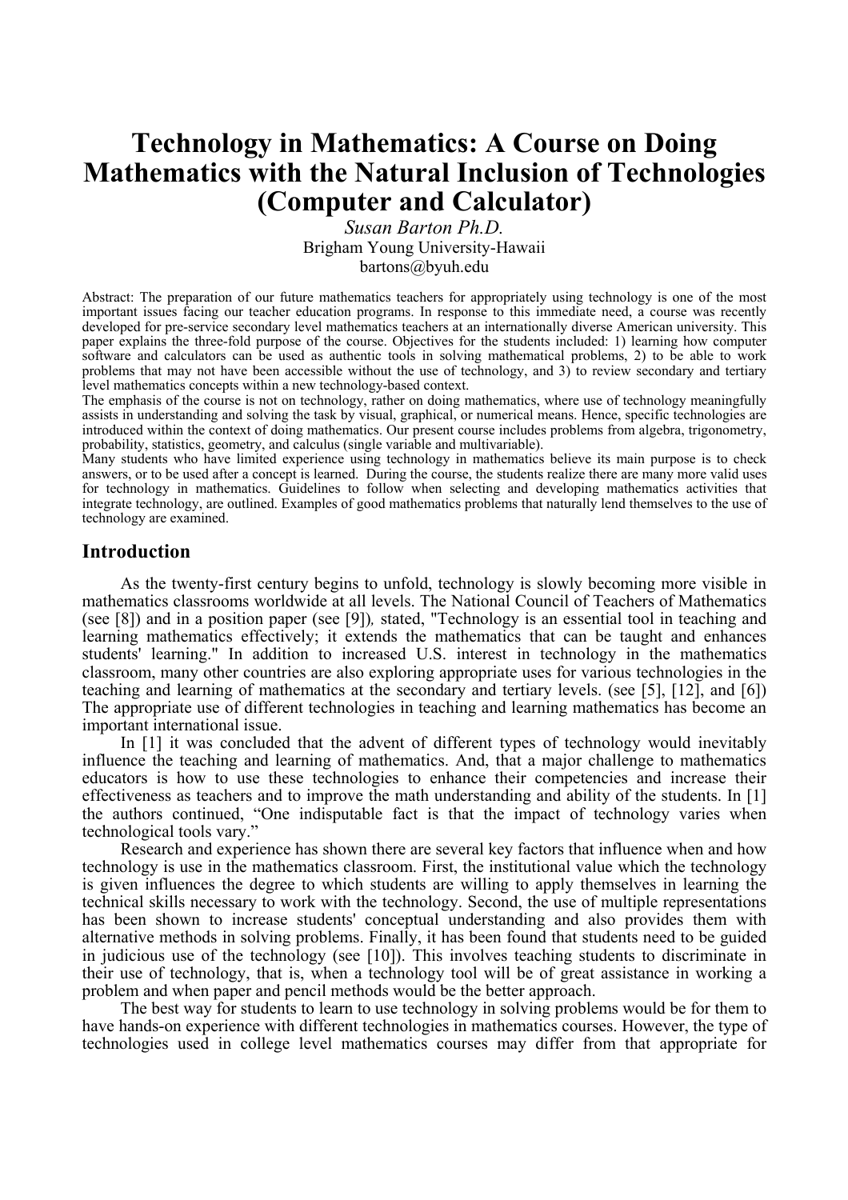# Technology in Mathematics: A Course on Doing Mathematics with the Natural Inclusion of Technologies (Computer and Calculator)

*Susan Barton Ph.D.*

Brigham Young University-Hawaii

bartons@byuh.edu

Abstract: The preparation of our future mathematics teachers for appropriately using technology is one of the most important issues facing our teacher education programs. In response to this immediate need, a course was recently developed for pre-service secondary level mathematics teachers at an internationally diverse American university. This paper explains the three-fold purpose of the course. Objectives for the students included: 1) learning how computer software and calculators can be used as authentic tools in solving mathematical problems, 2) to be able to work problems that may not have been accessible without the use of technology, and 3) to review secondary and tertiary level mathematics concepts within a new technology-based context.

The emphasis of the course is not on technology, rather on doing mathematics, where use of technology meaningfully assists in understanding and solving the task by visual, graphical, or numerical means. Hence, specific technologies are introduced within the context of doing mathematics. Our present course includes problems from algebra, trigonometry, probability, statistics, geometry, and calculus (single variable and multivariable).

Many students who have limited experience using technology in mathematics believe its main purpose is to check answers, or to be used after a concept is learned. During the course, the students realize there are many more valid uses for technology in mathematics. Guidelines to follow when selecting and developing mathematics activities that integrate technology, are outlined. Examples of good mathematics problems that naturally lend themselves to the use of technology are examined.

## Introduction

As the twenty-first century begins to unfold, technology is slowly becoming more visible in mathematics classrooms worldwide at all levels. The National Council of Teachers of Mathematics (see [8]) and in a position paper (see [9])*,* stated, "Technology is an essential tool in teaching and learning mathematics effectively; it extends the mathematics that can be taught and enhances students' learning." In addition to increased U.S. interest in technology in the mathematics classroom, many other countries are also exploring appropriate uses for various technologies in the teaching and learning of mathematics at the secondary and tertiary levels. (see [5], [12], and [6]) The appropriate use of different technologies in teaching and learning mathematics has become an important international issue.

In [1] it was concluded that the advent of different types of technology would inevitably influence the teaching and learning of mathematics. And, that a major challenge to mathematics educators is how to use these technologies to enhance their competencies and increase their effectiveness as teachers and to improve the math understanding and ability of the students. In [1] the authors continued, "One indisputable fact is that the impact of technology varies when technological tools vary."

Research and experience has shown there are several key factors that influence when and how technology is use in the mathematics classroom. First, the institutional value which the technology is given influences the degree to which students are willing to apply themselves in learning the technical skills necessary to work with the technology. Second, the use of multiple representations has been shown to increase students' conceptual understanding and also provides them with alternative methods in solving problems. Finally, it has been found that students need to be guided in judicious use of the technology (see [10]). This involves teaching students to discriminate in their use of technology, that is, when a technology tool will be of great assistance in working a problem and when paper and pencil methods would be the better approach.

The best way for students to learn to use technology in solving problems would be for them to have hands-on experience with different technologies in mathematics courses. However, the type of technologies used in college level mathematics courses may differ from that appropriate for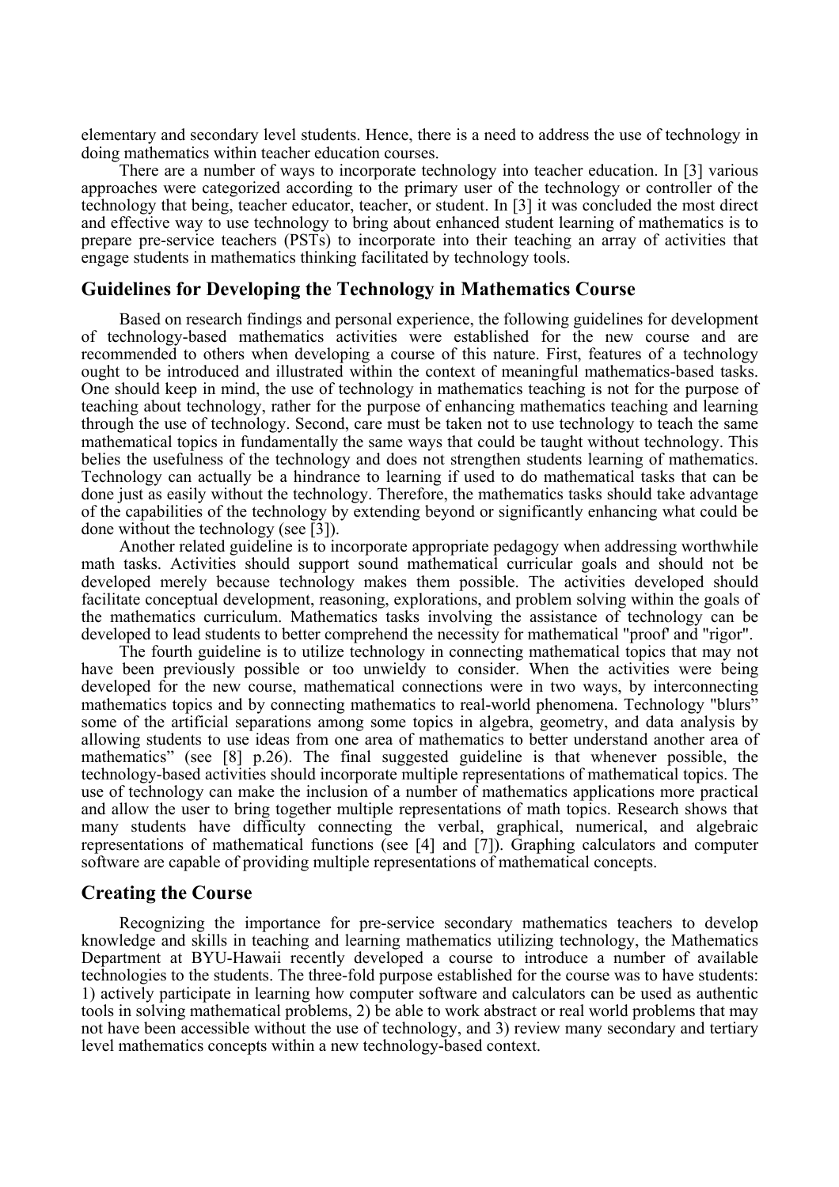elementary and secondary level students. Hence, there is a need to address the use of technology in doing mathematics within teacher education courses.

There are a number of ways to incorporate technology into teacher education. In [3] various approaches were categorized according to the primary user of the technology or controller of the technology that being, teacher educator, teacher, or student. In [3] it was concluded the most direct and effective way to use technology to bring about enhanced student learning of mathematics is to prepare pre-service teachers (PSTs) to incorporate into their teaching an array of activities that engage students in mathematics thinking facilitated by technology tools.

## Guidelines for Developing the Technology in Mathematics Course

Based on research findings and personal experience, the following guidelines for development of technology-based mathematics activities were established for the new course and are recommended to others when developing a course of this nature. First, features of a technology ought to be introduced and illustrated within the context of meaningful mathematics-based tasks. One should keep in mind, the use of technology in mathematics teaching is not for the purpose of teaching about technology, rather for the purpose of enhancing mathematics teaching and learning through the use of technology. Second, care must be taken not to use technology to teach the same mathematical topics in fundamentally the same ways that could be taught without technology. This belies the usefulness of the technology and does not strengthen students learning of mathematics. Technology can actually be a hindrance to learning if used to do mathematical tasks that can be done just as easily without the technology. Therefore, the mathematics tasks should take advantage of the capabilities of the technology by extending beyond or significantly enhancing what could be done without the technology (see [3]).

Another related guideline is to incorporate appropriate pedagogy when addressing worthwhile math tasks. Activities should support sound mathematical curricular goals and should not be developed merely because technology makes them possible. The activities developed should facilitate conceptual development, reasoning, explorations, and problem solving within the goals of the mathematics curriculum. Mathematics tasks involving the assistance of technology can be developed to lead students to better comprehend the necessity for mathematical "proof' and "rigor".

The fourth guideline is to utilize technology in connecting mathematical topics that may not have been previously possible or too unwieldy to consider. When the activities were being developed for the new course, mathematical connections were in two ways, by interconnecting mathematics topics and by connecting mathematics to real-world phenomena. Technology "blurs" some of the artificial separations among some topics in algebra, geometry, and data analysis by allowing students to use ideas from one area of mathematics to better understand another area of mathematics" (see [8] p.26). The final suggested guideline is that whenever possible, the technology-based activities should incorporate multiple representations of mathematical topics. The use of technology can make the inclusion of a number of mathematics applications more practical and allow the user to bring together multiple representations of math topics. Research shows that many students have difficulty connecting the verbal, graphical, numerical, and algebraic representations of mathematical functions (see [4] and [7]). Graphing calculators and computer software are capable of providing multiple representations of mathematical concepts.

## Creating the Course

Recognizing the importance for pre-service secondary mathematics teachers to develop knowledge and skills in teaching and learning mathematics utilizing technology, the Mathematics Department at BYU-Hawaii recently developed a course to introduce a number of available technologies to the students. The three-fold purpose established for the course was to have students: 1) actively participate in learning how computer software and calculators can be used as authentic tools in solving mathematical problems, 2) be able to work abstract or real world problems that may not have been accessible without the use of technology, and 3) review many secondary and tertiary level mathematics concepts within a new technology-based context.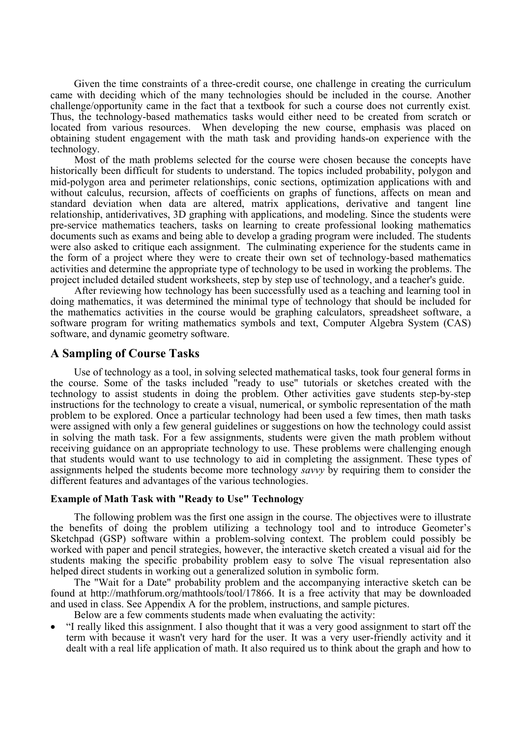Given the time constraints of a three-credit course, one challenge in creating the curriculum came with deciding which of the many technologies should be included in the course. Another challenge/opportunity came in the fact that a textbook for such a course does not currently exist. Thus, the technology-based mathematics tasks would either need to be created from scratch or located from various resources. When developing the new course, emphasis was placed on obtaining student engagement with the math task and providing hands-on experience with the technology.

Most of the math problems selected for the course were chosen because the concepts have historically been difficult for students to understand. The topics included probability, polygon and mid-polygon area and perimeter relationships, conic sections, optimization applications with and without calculus, recursion, affects of coefficients on graphs of functions, affects on mean and standard deviation when data are altered, matrix applications, derivative and tangent line relationship, antiderivatives, 3D graphing with applications, and modeling. Since the students were pre-service mathematics teachers, tasks on learning to create professional looking mathematics documents such as exams and being able to develop a grading program were included. The students were also asked to critique each assignment. The culminating experience for the students came in the form of a project where they were to create their own set of technology-based mathematics activities and determine the appropriate type of technology to be used in working the problems. The project included detailed student worksheets, step by step use of technology, and a teacher's guide.

After reviewing how technology has been successfully used as a teaching and learning tool in doing mathematics, it was determined the minimal type of technology that should be included for the mathematics activities in the course would be graphing calculators, spreadsheet software, a software program for writing mathematics symbols and text, Computer Algebra System (CAS) software, and dynamic geometry software.

## A Sampling of Course Tasks

Use of technology as a tool, in solving selected mathematical tasks, took four general forms in the course. Some of the tasks included "ready to use" tutorials or sketches created with the technology to assist students in doing the problem. Other activities gave students step-by-step instructions for the technology to create a visual, numerical, or symbolic representation of the math problem to be explored. Once a particular technology had been used a few times, then math tasks were assigned with only a few general guidelines or suggestions on how the technology could assist in solving the math task. For a few assignments, students were given the math problem without receiving guidance on an appropriate technology to use. These problems were challenging enough that students would want to use technology to aid in completing the assignment. These types of assignments helped the students become more technology *savvy* by requiring them to consider the different features and advantages of the various technologies.

#### Example of Math Task with "Ready to Use" Technology

The following problem was the first one assign in the course. The objectives were to illustrate the benefits of doing the problem utilizing a technology tool and to introduce Geometer's Sketchpad (GSP) software within a problem-solving context. The problem could possibly be worked with paper and pencil strategies, however, the interactive sketch created a visual aid for the students making the specific probability problem easy to solve The visual representation also helped direct students in working out a generalized solution in symbolic form.

The "Wait for a Date" probability problem and the accompanying interactive sketch can be found at http://mathforum.org/mathtools/tool/17866. It is a free activity that may be downloaded and used in class. See Appendix A for the problem, instructions, and sample pictures.

Below are a few comments students made when evaluating the activity:

- "I really liked this assignment. I also thought that it was a very good assignment to start off the term with because it wasn't very hard for the user. It was a very user-friendly activity and it dealt with a real life application of math. It also required us to think about the graph and how to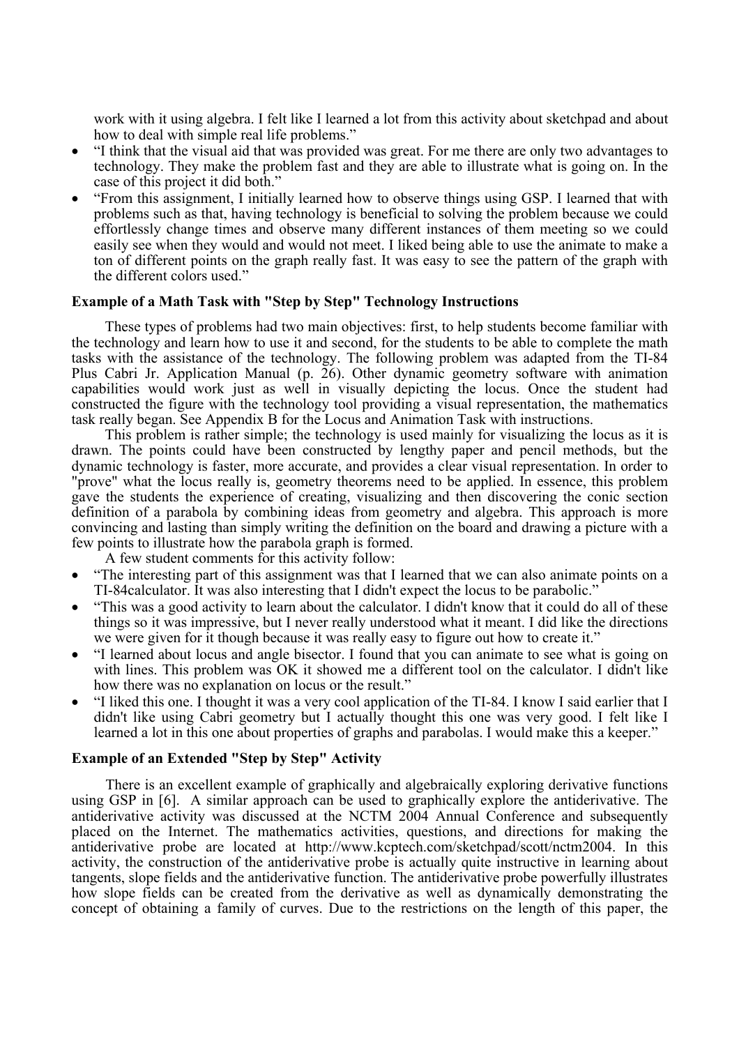work with it using algebra. I felt like I learned a lot from this activity about sketchpad and about how to deal with simple real life problems."

- "I think that the visual aid that was provided was great. For me there are only two advantages to technology. They make the problem fast and they are able to illustrate what is going on. In the case of this project it did both."
- "From this assignment, I initially learned how to observe things using GSP. I learned that with problems such as that, having technology is beneficial to solving the problem because we could effortlessly change times and observe many different instances of them meeting so we could easily see when they would and would not meet. I liked being able to use the animate to make a ton of different points on the graph really fast. It was easy to see the pattern of the graph with the different colors used."

**Example of a Math Task with "Step by Step" Technology Instructions**

These types of problems had two main objectives: first, to help students become familiar with the technology and learn how to use it and second, for the students to be able to complete the math tasks with the assistance of the technology. The following problem was adapted from the TI-84 Plus Cabri Jr. Application Manual (p. 26). Other dynamic geometry software with animation capabilities would work just as well in visually depicting the locus. Once the student had constructed the figure with the technology tool providing a visual representation, the mathematics task really began. See Appendix B for the Locus and Animation Task with instructions.

This problem is rather simple; the technology is used mainly for visualizing the locus as it is drawn. The points could have been constructed by lengthy paper and pencil methods, but the dynamic technology is faster, more accurate, and provides a clear visual representation. In order to "prove" what the locus really is, geometry theorems need to be applied. In essence, this problem gave the students the experience of creating, visualizing and then discovering the conic section definition of a parabola by combining ideas from geometry and algebra. This approach is more convincing and lasting than simply writing the definition on the board and drawing a picture with a few points to illustrate how the parabola graph is formed.

A few student comments for this activity follow:

- "The interesting part of this assignment was that I learned that we can also animate points on a TI-84calculator. It was also interesting that I didn't expect the locus to be parabolic."
- "This was a good activity to learn about the calculator. I didn't know that it could do all of these things so it was impressive, but I never really understood what it meant. I did like the directions we were given for it though because it was really easy to figure out how to create it."
- "I learned about locus and angle bisector. I found that you can animate to see what is going on with lines. This problem was OK it showed me a different tool on the calculator. I didn't like how there was no explanation on locus or the result."
- "I liked this one. I thought it was a very cool application of the TI-84. I know I said earlier that I didn't like using Cabri geometry but I actually thought this one was very good. I felt like I learned a lot in this one about properties of graphs and parabolas. I would make this a keeper."

**Example of an Extended "Step by Step" Activity**

There is an excellent example of graphically and algebraically exploring derivative functions using GSP in [6]. A similar approach can be used to graphically explore the antiderivative. The antiderivative activity was discussed at the NCTM 2004 Annual Conference and subsequently placed on the Internet. The mathematics activities, questions, and directions for making the antiderivative probe are located at http://www.kcptech.com/sketchpad/scott/nctm2004. In this activity, the construction of the antiderivative probe is actually quite instructive in learning about tangents, slope fields and the antiderivative function. The antiderivative probe powerfully illustrates how slope fields can be created from the derivative as well as dynamically demonstrating the concept of obtaining a family of curves. Due to the restrictions on the length of this paper, the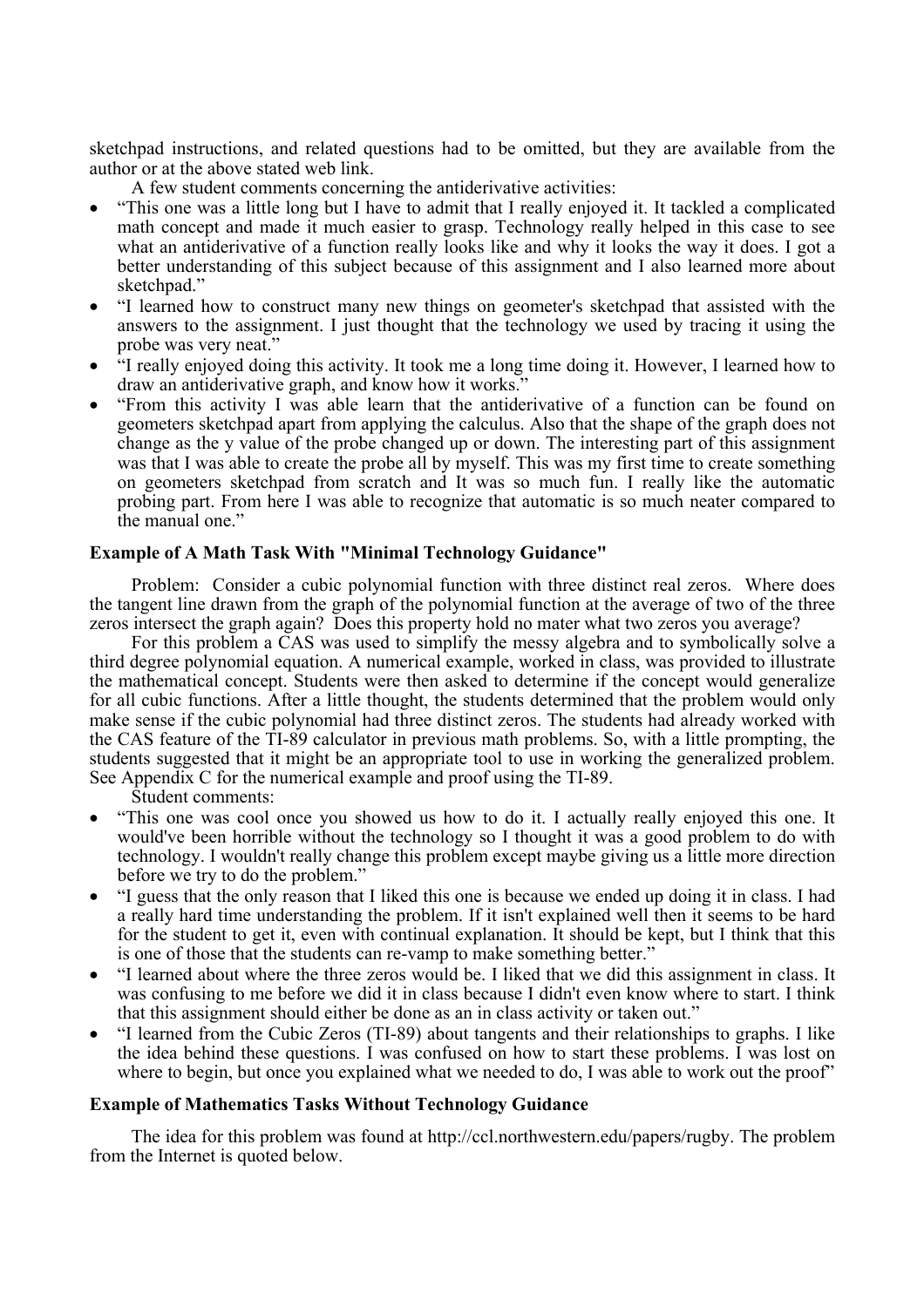sketchpad instructions, and related questions had to be omitted, but they are available from the author or at the above stated web link.

A few student comments concerning the antiderivative activities:

- "This one was a little long but I have to admit that I really enjoyed it. It tackled a complicated math concept and made it much easier to grasp. Technology really helped in this case to see what an antiderivative of a function really looks like and why it looks the way it does. I got a better understanding of this subject because of this assignment and I also learned more about sketchpad."
- "I learned how to construct many new things on geometer's sketchpad that assisted with the answers to the assignment. I just thought that the technology we used by tracing it using the probe was very neat."
- "I really enjoyed doing this activity. It took me a long time doing it. However, I learned how to draw an antiderivative graph, and know how it works."
- "From this activity I was able learn that the antiderivative of a function can be found on geometers sketchpad apart from applying the calculus. Also that the shape of the graph does not change as the y value of the probe changed up or down. The interesting part of this assignment was that I was able to create the probe all by myself. This was my first time to create something on geometers sketchpad from scratch and It was so much fun. I really like the automatic probing part. From here I was able to recognize that automatic is so much neater compared to the manual one."

**Example of A Math Task With "Minimal Technology Guidance"**

Problem: Consider a cubic polynomial function with three distinct real zeros. Where does the tangent line drawn from the graph of the polynomial function at the average of two of the three zeros intersect the graph again? Does this property hold no mater what two zeros you average?

For this problem a CAS was used to simplify the messy algebra and to symbolically solve a third degree polynomial equation. A numerical example, worked in class, was provided to illustrate the mathematical concept. Students were then asked to determine if the concept would generalize for all cubic functions. After a little thought, the students determined that the problem would only make sense if the cubic polynomial had three distinct zeros. The students had already worked with the CAS feature of the TI-89 calculator in previous math problems. So, with a little prompting, the students suggested that it might be an appropriate tool to use in working the generalized problem. See Appendix C for the numerical example and proof using the TI-89.

Student comments:

- "This one was cool once you showed us how to do it. I actually really enjoyed this one. It would've been horrible without the technology so I thought it was a good problem to do with technology. I wouldn't really change this problem except maybe giving us a little more direction before we try to do the problem."
- "I guess that the only reason that I liked this one is because we ended up doing it in class. I had a really hard time understanding the problem. If it isn't explained well then it seems to be hard for the student to get it, even with continual explanation. It should be kept, but I think that this is one of those that the students can re-vamp to make something better."
- "I learned about where the three zeros would be. I liked that we did this assignment in class. It was confusing to me before we did it in class because I didn't even know where to start. I think that this assignment should either be done as an in class activity or taken out."
- "I learned from the Cubic Zeros (TI-89) about tangents and their relationships to graphs. I like the idea behind these questions. I was confused on how to start these problems. I was lost on where to begin, but once you explained what we needed to do, I was able to work out the proof"

**Example of Mathematics Tasks Without Technology Guidance**

The idea for this problem was found at http://ccl.northwestern.edu/papers/rugby. The problem from the Internet is quoted below.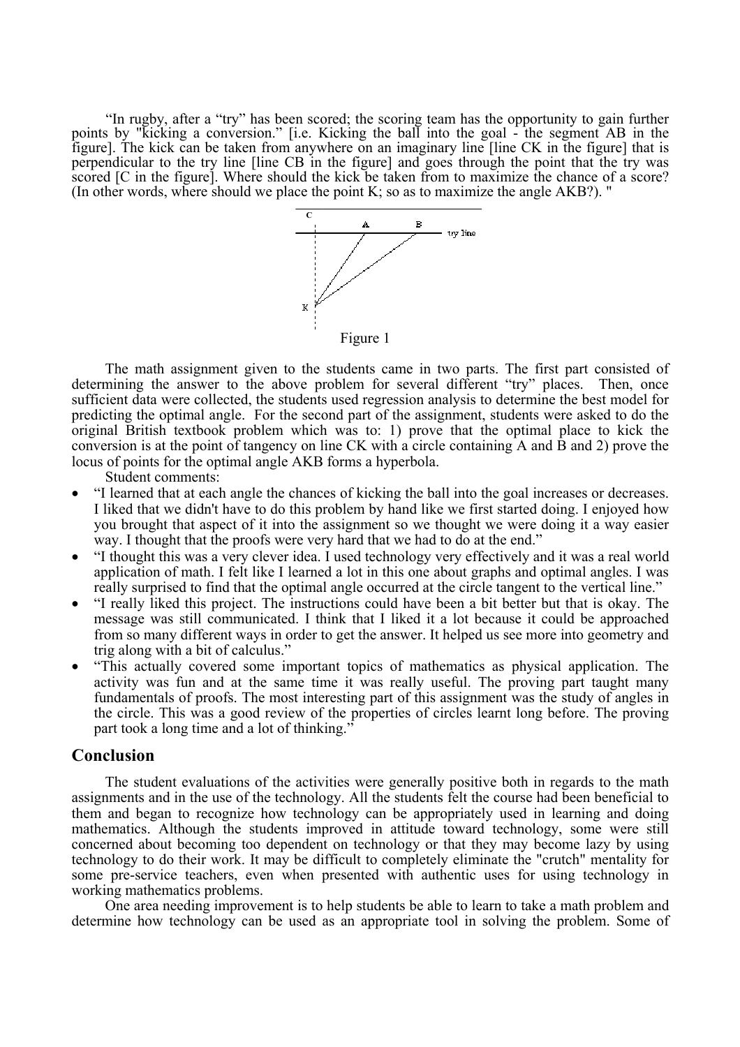"In rugby, after a "try" has been scored; the scoring team has the opportunity to gain further points by "kicking a conversion." [i.e. Kicking the ball into the goal - the segment AB in the figure]. The kick can be taken from anywhere on an imaginary line [line CK in the figure] that is perpendicular to the try line [line CB in the figure] and goes through the point that the try was scored [C in the figure]. Where should the kick be taken from to maximize the chance of a score? (In other words, where should we place the point K; so as to maximize the angle AKB?). "

Figure 1

The math assignment given to the students came in two parts. The first part consisted of determining the answer to the above problem for several different "try" places. Then, once sufficient data were collected, the students used regression analysis to determine the best model for predicting the optimal angle. For the second part of the assignment, students were asked to do the original British textbook problem which was to: 1) prove that the optimal place to kick the conversion is at the point of tangency on line CK with a circle containing A and B and 2) prove the locus of points for the optimal angle AKB forms a hyperbola.

Student comments:

- "I learned that at each angle the chances of kicking the ball into the goal increases or decreases. I liked that we didn't have to do this problem by hand like we first started doing. I enjoyed how you brought that aspect of it into the assignment so we thought we were doing it a way easier way. I thought that the proofs were very hard that we had to do at the end."
- "I thought this was a very clever idea. I used technology very effectively and it was a real world application of math. I felt like I learned a lot in this one about graphs and optimal angles. I was really surprised to find that the optimal angle occurred at the circle tangent to the vertical line."
- "I really liked this project. The instructions could have been a bit better but that is okay. The message was still communicated. I think that I liked it a lot because it could be approached from so many different ways in order to get the answer. It helped us see more into geometry and trig along with a bit of calculus."
- "This actually covered some important topics of mathematics as physical application. The activity was fun and at the same time it was really useful. The proving part taught many fundamentals of proofs. The most interesting part of this assignment was the study of angles in the circle. This was a good review of the properties of circles learnt long before. The proving part took a long time and a lot of thinking."

## Conclusion

The student evaluations of the activities were generally positive both in regards to the math assignments and in the use of the technology. All the students felt the course had been beneficial to them and began to recognize how technology can be appropriately used in learning and doing mathematics. Although the students improved in attitude toward technology, some were still concerned about becoming too dependent on technology or that they may become lazy by using technology to do their work. It may be difficult to completely eliminate the "crutch" mentality for some pre-service teachers, even when presented with authentic uses for using technology in working mathematics problems.

One area needing improvement is to help students be able to learn to take a math problem and determine how technology can be used as an appropriate tool in solving the problem. Some of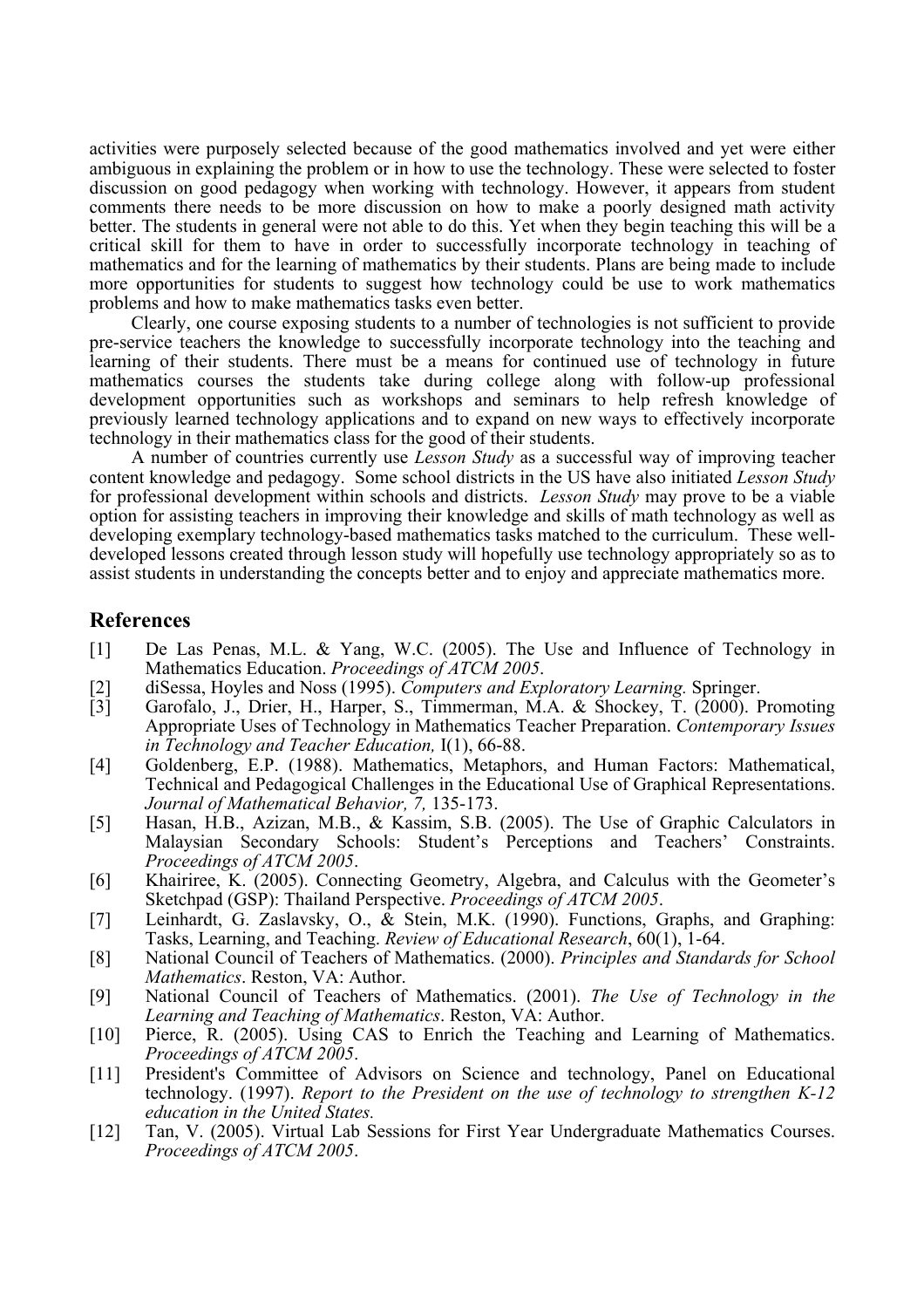activities were purposely selected because of the good mathematics involved and yet were either ambiguous in explaining the problem or in how to use the technology. These were selected to foster discussion on good pedagogy when working with technology. However, it appears from student comments there needs to be more discussion on how to make a poorly designed math activity better. The students in general were not able to do this. Yet when they begin teaching this will be a critical skill for them to have in order to successfully incorporate technology in teaching of mathematics and for the learning of mathematics by their students. Plans are being made to include more opportunities for students to suggest how technology could be use to work mathematics problems and how to make mathematics tasks even better.

Clearly, one course exposing students to a number of technologies is not sufficient to provide pre-service teachers the knowledge to successfully incorporate technology into the teaching and learning of their students. There must be a means for continued use of technology in future mathematics courses the students take during college along with follow-up professional development opportunities such as workshops and seminars to help refresh knowledge of previously learned technology applications and to expand on new ways to effectively incorporate technology in their mathematics class for the good of their students.

A number of countries currently use *Lesson Study* as a successful way of improving teacher content knowledge and pedagogy. Some school districts in the US have also initiated *Lesson Study* for professional development within schools and districts. *Lesson Study* may prove to be a viable option for assisting teachers in improving their knowledge and skills of math technology as well as developing exemplary technology-based mathematics tasks matched to the curriculum. These well-developed lessons created through lesson study will hopefully use technology appropriately so as to assist students in understanding the concepts better and to enjoy and appreciate mathematics more.

## References

[1] De Las Penas, M.L. & Yang, W.C. (2005). The Use and Influence of Technology in Mathematics Education. *Proceedings of ATCM 2005*.

[2] diSessa, Hoyles and Noss (1995). *Computers and Exploratory Learning.* Springer.

[3] Garofalo, J., Drier, H., Harper, S., Timmerman, M.A. & Shockey, T. (2000). Promoting Appropriate Uses of Technology in Mathematics Teacher Preparation. *Contemporary Issues in Technology and Teacher Education,* I(1), 66-88.

[4] Goldenberg, E.P. (1988). Mathematics, Metaphors, and Human Factors: Mathematical, Technical and Pedagogical Challenges in the Educational Use of Graphical Representations. *Journal of Mathematical Behavior, 7,* 135-173.

[5] Hasan, H.B., Azizan, M.B., & Kassim, S.B. (2005). The Use of Graphic Calculators in Malaysian Secondary Schools: Student's Perceptions and Teachers' Constraints. *Proceedings of ATCM 2005*.

[6] Khairiree, K. (2005). Connecting Geometry, Algebra, and Calculus with the Geometer's Sketchpad (GSP): Thailand Perspective. *Proceedings of ATCM 2005*.

[7] Leinhardt, G. Zaslavsky, O., & Stein, M.K. (1990). Functions, Graphs, and Graphing: Tasks, Learning, and Teaching. *Review of Educational Research*, 60(1), 1-64.

[8] National Council of Teachers of Mathematics. (2000). *Principles and Standards for School Mathematics*. Reston, VA: Author.

[9] National Council of Teachers of Mathematics. (2001). *The Use of Technology in the Learning and Teaching of Mathematics*. Reston, VA: Author.

[10] Pierce, R. (2005). Using CAS to Enrich the Teaching and Learning of Mathematics. *Proceedings of ATCM 2005*.

[11] President's Committee of Advisors on Science and technology, Panel on Educational technology. (1997). *Report to the President on the use of technology to strengthen K-12 education in the United States.*

[12] Tan, V. (2005). Virtual Lab Sessions for First Year Undergraduate Mathematics Courses. *Proceedings of ATCM 2005*.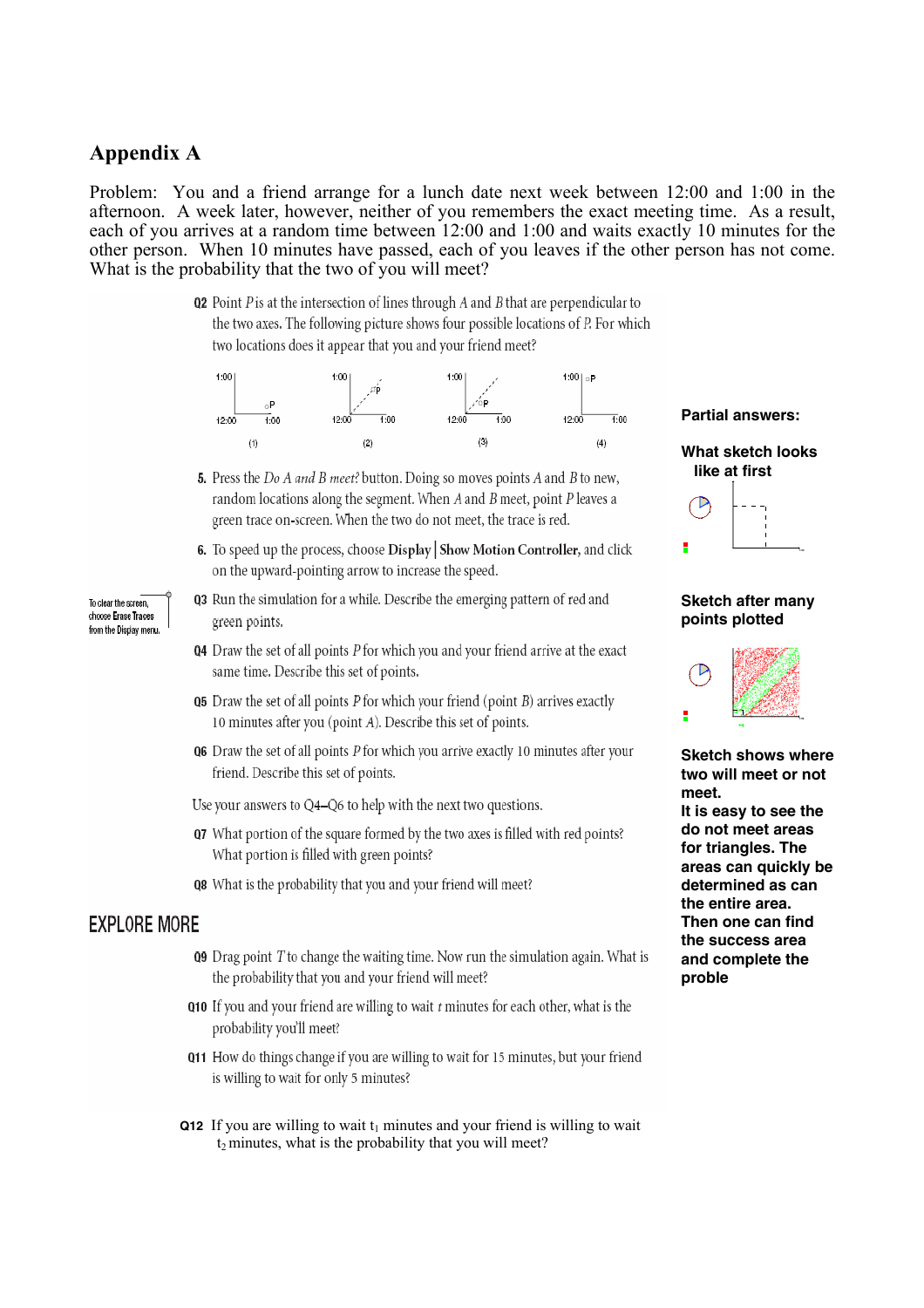## Appendix A

Problem: You and a friend arrange for a lunch date next week between 12:00 and 1:00 in the afternoon. A week later, however, neither of you remembers the exact meeting time. As a result, each of you arrives at a random time between 12:00 and 1:00 and waits exactly 10 minutes for the other person. When 10 minutes have passed, each of you leaves if the other person has not come. What is the probability that the two of you will meet?

**Q2** Point *P* is at the intersection of lines through *A* and *B* that are perpendicular to the two axes. The following picture shows four possible locations of *P*. For which two locations does it appear that you and your friend meet?

(1) (2) (3) (4)

**5.** Press the *Do A and B meet?* button. Doing so moves points *A* and *B* to new, random locations along the segment. When *A* and *B* meet, point *P* leaves a green trace on-screen. When the two do not meet, the trace is red.

**6.** To speed up the process, choose **Display | Show Motion Controller,** and click on the upward-pointing arrow to increase the speed.

To clear the screen, choose **Erase Traces** from the Display menu.

**Q3** Run the simulation for a while. Describe the emerging pattern of red and green points.

**Q4** Draw the set of all points *P* for which you and your friend arrive at the exact same time. Describe this set of points.

**Q5** Draw the set of all points *P* for which your friend (point *B*) arrives exactly 10 minutes after you (point *A*). Describe this set of points.

**Q6** Draw the set of all points *P* for which you arrive exactly 10 minutes after your friend. Describe this set of points.

Use your answers to Q4–Q6 to help with the next two questions.

**Q7** What portion of the square formed by the two axes is filled with red points? What portion is filled with green points?

**Q8** What is the probability that you and your friend will meet?

**EXPLORE MORE**

**Q9** Drag point *T* to change the waiting time. Now run the simulation again. What is the probability that you and your friend will meet?

**Q10** If you and your friend are willing to wait *t* minutes for each other, what is the probability you'll meet?

**Q11** How do things change if you are willing to wait for 15 minutes, but your friend is willing to wait for only 5 minutes?

**Q12** If you are willing to wait $t_1$ minutes and your friend is willing to wait $t_2$ minutes, what is the probability that you will meet?

**Partial answers:**

**What sketch looks like at first**

**Sketch after many points plotted**

**Sketch shows where two will meet or not meet.**
**It is easy to see the do not meet areas for triangles. The areas can quickly be determined as can the entire area. Then one can find the success area and complete the proble**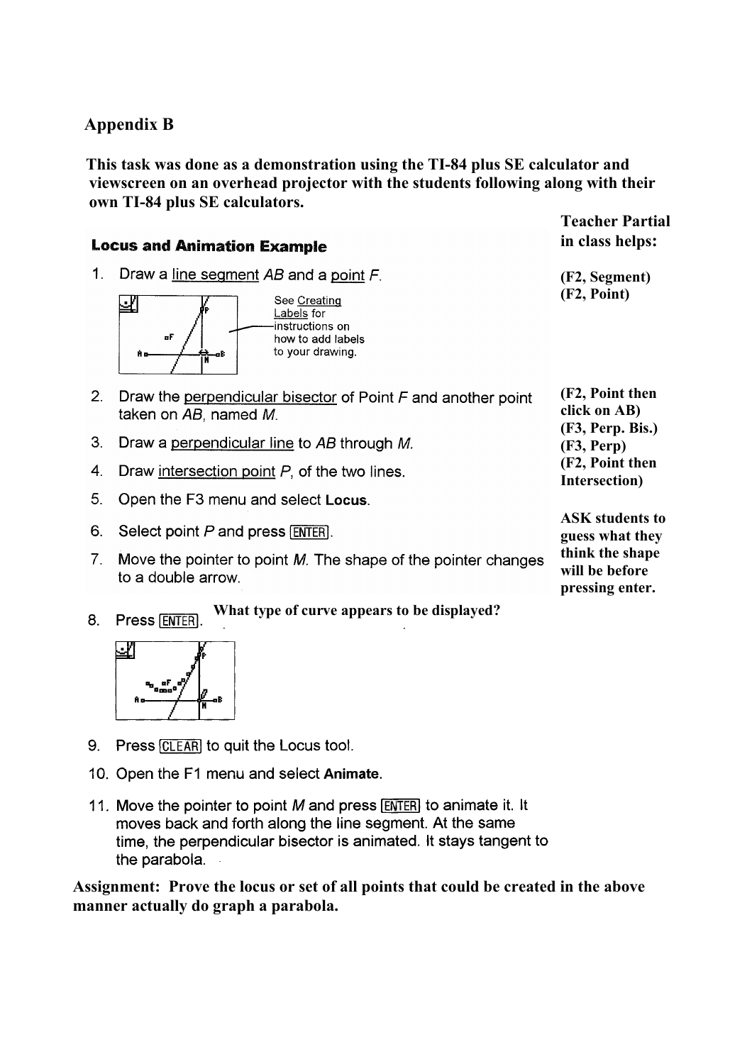## Appendix B

**This task was done as a demonstration using the TI-84 plus SE calculator and viewscreen on an overhead projector with the students following along with their own TI-84 plus SE calculators.**

**Teacher Partial in class helps:**

### Locus and Animation Example

1. Draw a line segment $AB$ and a point $F$. **(F2, Segment) (F2, Point)**

   See Creating Labels for instructions on how to add labels to your drawing.

2. Draw the perpendicular bisector of Point $F$ and another point taken on $AB$, named $M$. **(F2, Point then click on AB) (F3, Perp. Bis.)**
3. Draw a perpendicular line to $AB$ through $M$. **(F3, Perp)**
4. Draw intersection point $P$, of the two lines. **(F2, Point then Intersection)**
5. Open the F3 menu and select **Locus**.
6. Select point $P$ and press [ENTER].
7. Move the pointer to point $M$. The shape of the pointer changes to a double arrow.

   **ASK students to guess what they think the shape will be before pressing enter.**

8. Press [ENTER]. **What type of curve appears to be displayed?**
9. Press [CLEAR] to quit the Locus tool.
10. Open the F1 menu and select **Animate**.
11. Move the pointer to point $M$ and press [ENTER] to animate it. It moves back and forth along the line segment. At the same time, the perpendicular bisector is animated. It stays tangent to the parabola.

**Assignment: Prove the locus or set of all points that could be created in the above manner actually do graph a parabola.**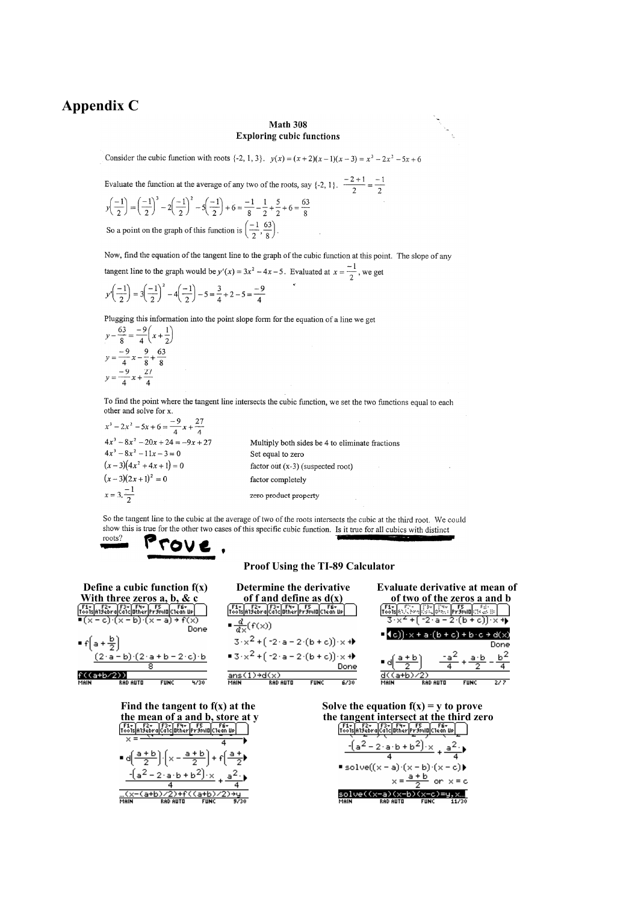# Appendix C

**Math 308**
**Exploring cubic functions**

Consider the cubic function with roots {-2, 1, 3}. $y(x) = (x+2)(x-1)(x-3) = x^3 - 2x^2 - 5x + 6$

Evaluate the function at the average of any two of the roots, say {-2, 1}. $\frac{-2+1}{2} = \frac{-1}{2}$

$$y\left(\frac{-1}{2}\right) = \left(\frac{-1}{2}\right)^3 - 2\left(\frac{-1}{2}\right)^2 - 5\left(\frac{-1}{2}\right) + 6 = \frac{-1}{8} - \frac{1}{2} + \frac{5}{2} + 6 = \frac{63}{8}$$

So a point on the graph of this function is $\left(\frac{-1}{2}, \frac{63}{8}\right)$.

Now, find the equation of the tangent line to the graph of the cubic function at this point. The slope of any tangent line to the graph would be $y'(x) = 3x^2 - 4x - 5$. Evaluated at $x = \frac{-1}{2}$, we get

$$y'\left(\frac{-1}{2}\right) = 3\left(\frac{-1}{2}\right)^2 - 4\left(\frac{-1}{2}\right) - 5 = \frac{3}{4} + 2 - 5 = \frac{-9}{4}$$

Plugging this information into the point slope form for the equation of a line we get

$$y - \frac{63}{8} = \frac{-9}{4}\left(x + \frac{1}{2}\right)$$

$$y = \frac{-9}{4}x - \frac{9}{8} + \frac{63}{8}$$

$$y = \frac{-9}{4}x + \frac{27}{4}$$

To find the point where the tangent line intersects the cubic function, we set the two functions equal to each other and solve for x.

$x^3 - 2x^2 - 5x + 6 = \frac{-9}{4}x + \frac{27}{4}$

$4x^3 - 8x^2 - 20x + 24 = -9x + 27$ — Multiply both sides be 4 to eliminate fractions

$4x^3 - 8x^2 - 11x - 3 = 0$ — Set equal to zero

$(x-3)(4x^2 + 4x + 1) = 0$ — factor out (x-3) (suspected root)

$(x-3)(2x+1)^2 = 0$ — factor completely

$x = 3, \frac{-1}{2}$ — zero product property

So the tangent line to the cubic at the average of two of the roots intersects the cubic at the third root. We could show this is true for the other two cases of this specific cubic function. Is it true for all cubics with distinct roots? **Prove.**

## Proof Using the TI-89 Calculator

**Define a cubic function f(x) With three zeros a, b, & c**

```
■(x - c)·(x - b)·(x - a) → f(x)          Done
■f(a + b/2)
        (2·a - b)·(2·a + b - 2·c)·b
        ---------------------------
                     8
f((a+b/2))
MAIN     RAD AUTO     FUNC     4/30
```

**Determine the derivative of f and define as d(x)**

```
■ d/dx(f(x))
        3·x² + (-2·a - 2·(b + c))·x +▸
■3·x² + (-2·a - 2·(b + c))·x +▸   Done
ans(1)→d(x)
MAIN     RAD AUTO     FUNC     6/30
```

**Evaluate derivative at mean of of two of the zeros a and b**

```
3·x² + (-2·a - 2·(b + c))·x +▸
■◂c))·x + a·(b + c) + b·c → d(x)   Done
■d((a + b)/2)      -a²/4 + a·b/2 - b²/4
d((a+b)/2)
MAIN     RAD AUTO     FUNC     2/7
```

**Find the tangent to f(x) at the mean of a and b, store at y**

```
x = ...                           4   ▸
■d((a + b)/2)·(x - (a + b)/2) + f((a+▸
      -(a² - 2·a·b + b²)·x     a²
      --------------------  +  ---▸
               4                4
...(x-(a+b)/2)+f((a+b)/2)→y
MAIN     RAD AUTO     FUNC     9/30
```

**Solve the equation f(x) = y to prove the tangent intersect at the third zero**

```
      -(a² - 2·a·b + b²)·x     a²
      --------------------  +  ---▸
               4                4
■solve((x - a)·(x - b)·(x - c)▸
                 x = (a + b)/2  or  x = c
solve((x-a)(x-b)(x-c)=y,x...
MAIN     RAD AUTO     FUNC     11/30
```